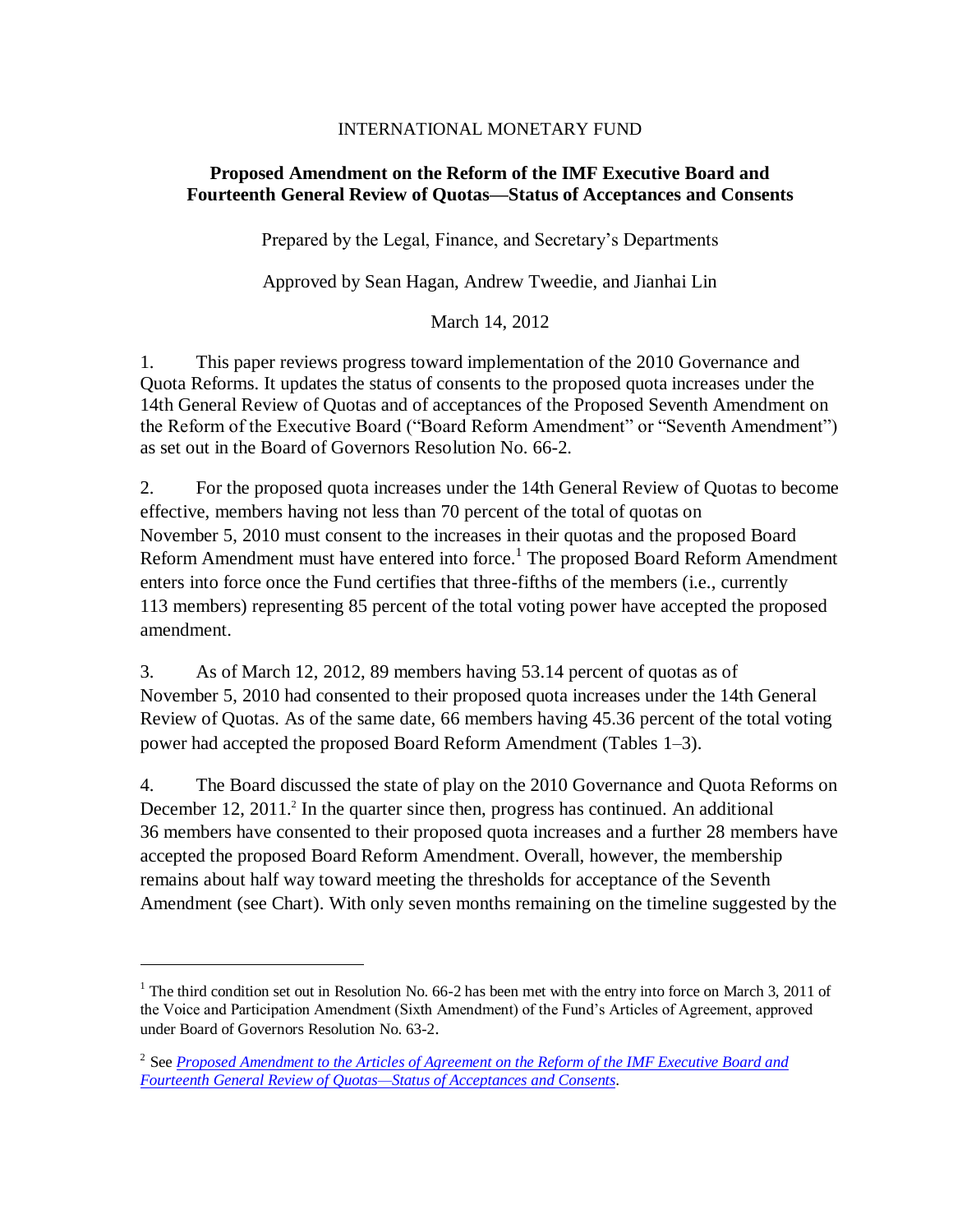INTERNATIONAL MONETARY FUND

# Proposed Amendment on the Reform of the IMF Executive Board and Fourteenth General Review of Quotas—Status of Acceptances and Consents

Prepared by the Legal, Finance, and Secretary's Departments

Approved by Sean Hagan, Andrew Tweedie, and Jianhai Lin

March 14, 2012

1. This paper reviews progress toward implementation of the 2010 Governance and Quota Reforms. It updates the status of consents to the proposed quota increases under the 14th General Review of Quotas and of acceptances of the Proposed Seventh Amendment on the Reform of the Executive Board ("Board Reform Amendment" or "Seventh Amendment") as set out in the Board of Governors Resolution No. 66-2.

2. For the proposed quota increases under the 14th General Review of Quotas to become effective, members having not less than 70 percent of the total of quotas on November 5, 2010 must consent to the increases in their quotas and the proposed Board Reform Amendment must have entered into force.[1] The proposed Board Reform Amendment enters into force once the Fund certifies that three-fifths of the members (i.e., currently 113 members) representing 85 percent of the total voting power have accepted the proposed amendment.

3. As of March 12, 2012, 89 members having 53.14 percent of quotas as of November 5, 2010 had consented to their proposed quota increases under the 14th General Review of Quotas. As of the same date, 66 members having 45.36 percent of the total voting power had accepted the proposed Board Reform Amendment (Tables 1–3).

4. The Board discussed the state of play on the 2010 Governance and Quota Reforms on December 12, 2011.[2] In the quarter since then, progress has continued. An additional 36 members have consented to their proposed quota increases and a further 28 members have accepted the proposed Board Reform Amendment. Overall, however, the membership remains about half way toward meeting the thresholds for acceptance of the Seventh Amendment (see Chart). With only seven months remaining on the timeline suggested by the

[1] The third condition set out in Resolution No. 66-2 has been met with the entry into force on March 3, 2011 of the Voice and Participation Amendment (Sixth Amendment) of the Fund's Articles of Agreement, approved under Board of Governors Resolution No. 63-2.

[2] See *Proposed Amendment to the Articles of Agreement on the Reform of the IMF Executive Board and Fourteenth General Review of Quotas—Status of Acceptances and Consents*.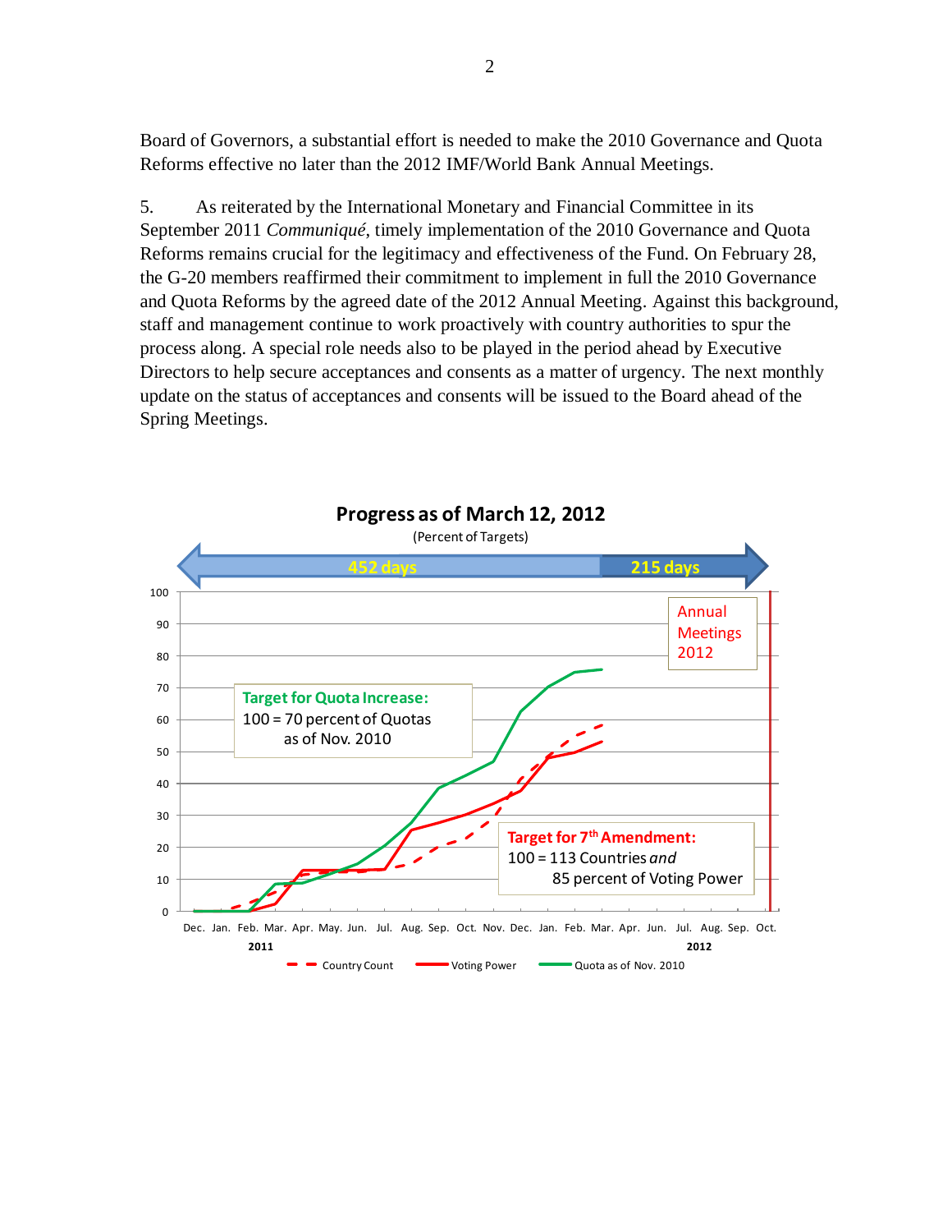Board of Governors, a substantial effort is needed to make the 2010 Governance and Quota Reforms effective no later than the 2012 IMF/World Bank Annual Meetings.

5. As reiterated by the International Monetary and Financial Committee in its September 2011 *Communiqué*, timely implementation of the 2010 Governance and Quota Reforms remains crucial for the legitimacy and effectiveness of the Fund. On February 28, the G-20 members reaffirmed their commitment to implement in full the 2010 Governance and Quota Reforms by the agreed date of the 2012 Annual Meeting. Against this background, staff and management continue to work proactively with country authorities to spur the process along. A special role needs also to be played in the period ahead by Executive Directors to help secure acceptances and consents as a matter of urgency. The next monthly update on the status of acceptances and consents will be issued to the Board ahead of the Spring Meetings.

**Progress as of March 12, 2012**

(Percent of Targets)

452 days | 215 days

Annual Meetings 2012

**Target for Quota Increase:**
100 = 70 percent of Quotas as of Nov. 2010

**Target for 7th Amendment:**
100 = 113 Countries *and* 85 percent of Voting Power

Dec. Jan. Feb. Mar. Apr. May. Jun. Jul. Aug. Sep. Oct. Nov. Dec. Jan. Feb. Mar. Apr. Jun. Jul. Aug. Sep. Oct.

2011 | 2012

Country Count | Voting Power | Quota as of Nov. 2010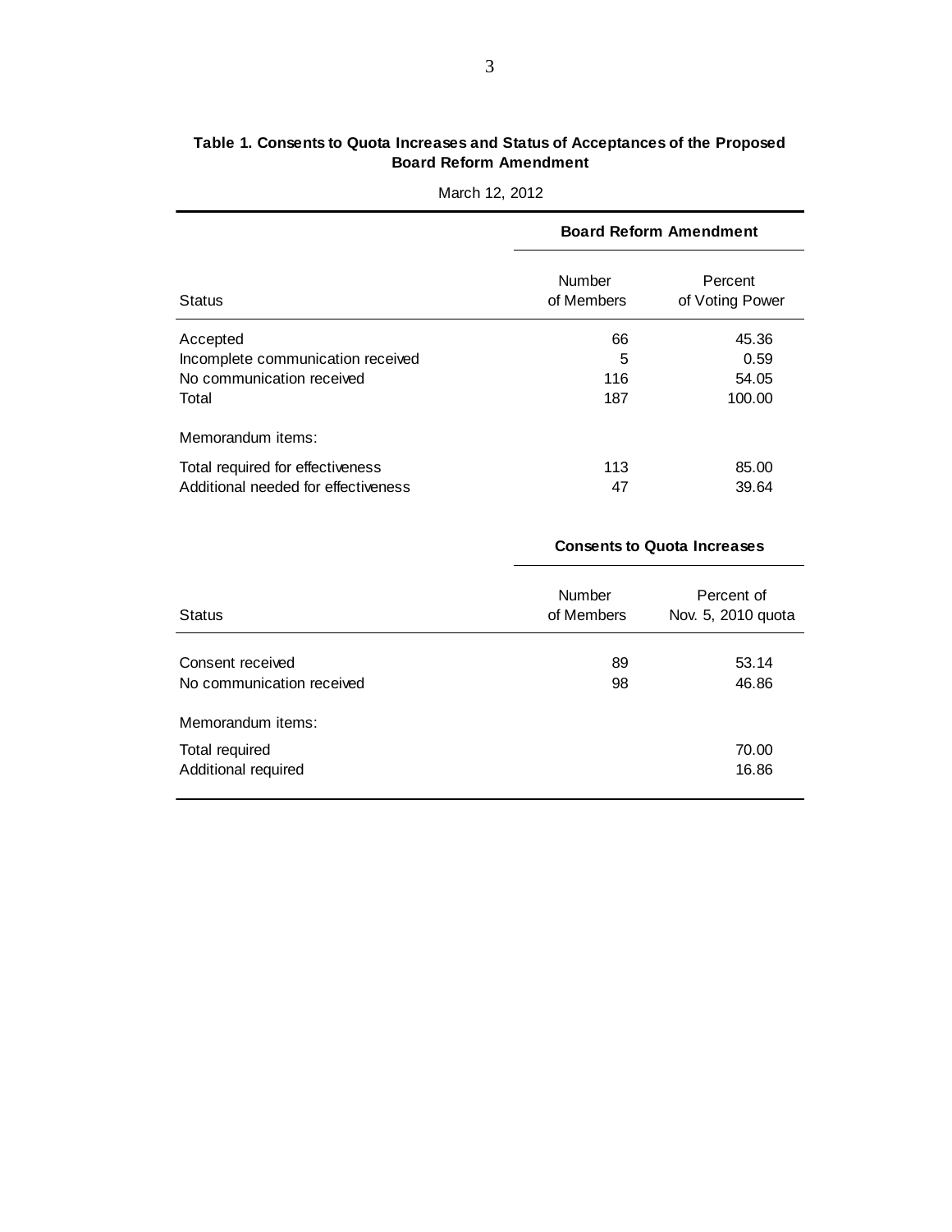**Table 1. Consents to Quota Increases and Status of Acceptances of the Proposed Board Reform Amendment**

March 12, 2012

| | Board Reform Amendment | |
|---|---|---|
| Status | Number of Members | Percent of Voting Power |
| Accepted | 66 | 45.36 |
| Incomplete communication received | 5 | 0.59 |
| No communication received | 116 | 54.05 |
| Total | 187 | 100.00 |
| Memorandum items: | | |
| Total required for effectiveness | 113 | 85.00 |
| Additional needed for effectiveness | 47 | 39.64 |

| | Consents to Quota Increases | |
|---|---|---|
| Status | Number of Members | Percent of Nov. 5, 2010 quota |
| Consent received | 89 | 53.14 |
| No communication received | 98 | 46.86 |
| Memorandum items: | | |
| Total required | | 70.00 |
| Additional required | | 16.86 |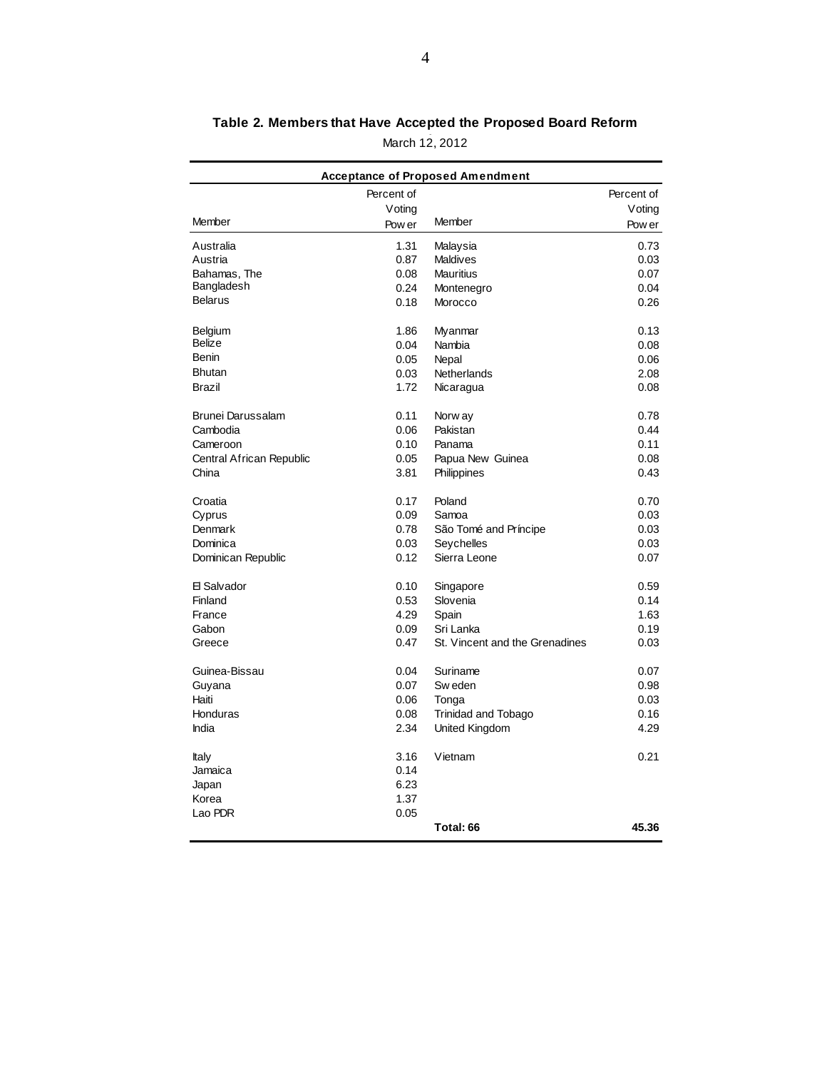**Table 2. Members that Have Accepted the Proposed Board Reform**

March 12, 2012

| Acceptance of Proposed Amendment | | | |
|---|---|---|---|
| Member | Percent of Voting Power | Member | Percent of Voting Power |
| Australia | 1.31 | Malaysia | 0.73 |
| Austria | 0.87 | Maldives | 0.03 |
| Bahamas, The | 0.08 | Mauritius | 0.07 |
| Bangladesh | 0.24 | Montenegro | 0.04 |
| Belarus | 0.18 | Morocco | 0.26 |
| Belgium | 1.86 | Myanmar | 0.13 |
| Belize | 0.04 | Nambia | 0.08 |
| Benin | 0.05 | Nepal | 0.06 |
| Bhutan | 0.03 | Netherlands | 2.08 |
| Brazil | 1.72 | Nicaragua | 0.08 |
| Brunei Darussalam | 0.11 | Norway | 0.78 |
| Cambodia | 0.06 | Pakistan | 0.44 |
| Cameroon | 0.10 | Panama | 0.11 |
| Central African Republic | 0.05 | Papua New Guinea | 0.08 |
| China | 3.81 | Philippines | 0.43 |
| Croatia | 0.17 | Poland | 0.70 |
| Cyprus | 0.09 | Samoa | 0.03 |
| Denmark | 0.78 | São Tomé and Príncipe | 0.03 |
| Dominica | 0.03 | Seychelles | 0.03 |
| Dominican Republic | 0.12 | Sierra Leone | 0.07 |
| El Salvador | 0.10 | Singapore | 0.59 |
| Finland | 0.53 | Slovenia | 0.14 |
| France | 4.29 | Spain | 1.63 |
| Gabon | 0.09 | Sri Lanka | 0.19 |
| Greece | 0.47 | St. Vincent and the Grenadines | 0.03 |
| Guinea-Bissau | 0.04 | Suriname | 0.07 |
| Guyana | 0.07 | Sweden | 0.98 |
| Haiti | 0.06 | Tonga | 0.03 |
| Honduras | 0.08 | Trinidad and Tobago | 0.16 |
| India | 2.34 | United Kingdom | 4.29 |
| Italy | 3.16 | Vietnam | 0.21 |
| Jamaica | 0.14 | | |
| Japan | 6.23 | | |
| Korea | 1.37 | | |
| Lao PDR | 0.05 | | |
| | | **Total: 66** | **45.36** |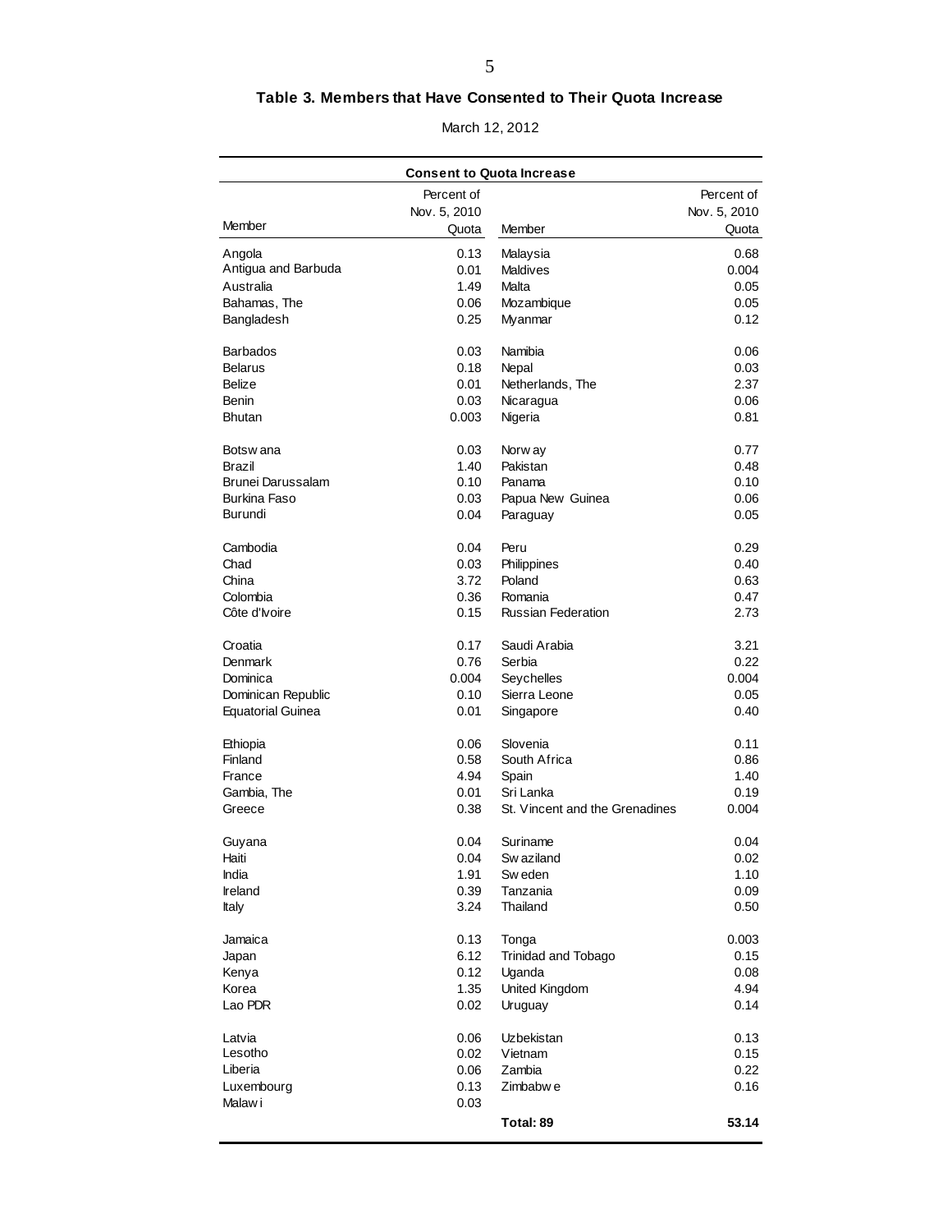**Table 3. Members that Have Consented to Their Quota Increase**

March 12, 2012

| Consent to Quota Increase | | | |
|---|---|---|---|
| Member | Percent of Nov. 5, 2010 Quota | Member | Percent of Nov. 5, 2010 Quota |
| Angola | 0.13 | Malaysia | 0.68 |
| Antigua and Barbuda | 0.01 | Maldives | 0.004 |
| Australia | 1.49 | Malta | 0.05 |
| Bahamas, The | 0.06 | Mozambique | 0.05 |
| Bangladesh | 0.25 | Myanmar | 0.12 |
| Barbados | 0.03 | Namibia | 0.06 |
| Belarus | 0.18 | Nepal | 0.03 |
| Belize | 0.01 | Netherlands, The | 2.37 |
| Benin | 0.03 | Nicaragua | 0.06 |
| Bhutan | 0.003 | Nigeria | 0.81 |
| Botswana | 0.03 | Norway | 0.77 |
| Brazil | 1.40 | Pakistan | 0.48 |
| Brunei Darussalam | 0.10 | Panama | 0.10 |
| Burkina Faso | 0.03 | Papua New Guinea | 0.06 |
| Burundi | 0.04 | Paraguay | 0.05 |
| Cambodia | 0.04 | Peru | 0.29 |
| Chad | 0.03 | Philippines | 0.40 |
| China | 3.72 | Poland | 0.63 |
| Colombia | 0.36 | Romania | 0.47 |
| Côte d'Ivoire | 0.15 | Russian Federation | 2.73 |
| Croatia | 0.17 | Saudi Arabia | 3.21 |
| Denmark | 0.76 | Serbia | 0.22 |
| Dominica | 0.004 | Seychelles | 0.004 |
| Dominican Republic | 0.10 | Sierra Leone | 0.05 |
| Equatorial Guinea | 0.01 | Singapore | 0.40 |
| Ethiopia | 0.06 | Slovenia | 0.11 |
| Finland | 0.58 | South Africa | 0.86 |
| France | 4.94 | Spain | 1.40 |
| Gambia, The | 0.01 | Sri Lanka | 0.19 |
| Greece | 0.38 | St. Vincent and the Grenadines | 0.004 |
| Guyana | 0.04 | Suriname | 0.04 |
| Haiti | 0.04 | Swaziland | 0.02 |
| India | 1.91 | Sweden | 1.10 |
| Ireland | 0.39 | Tanzania | 0.09 |
| Italy | 3.24 | Thailand | 0.50 |
| Jamaica | 0.13 | Tonga | 0.003 |
| Japan | 6.12 | Trinidad and Tobago | 0.15 |
| Kenya | 0.12 | Uganda | 0.08 |
| Korea | 1.35 | United Kingdom | 4.94 |
| Lao PDR | 0.02 | Uruguay | 0.14 |
| Latvia | 0.06 | Uzbekistan | 0.13 |
| Lesotho | 0.02 | Vietnam | 0.15 |
| Liberia | 0.06 | Zambia | 0.22 |
| Luxembourg | 0.13 | Zimbabwe | 0.16 |
| Malawi | 0.03 | | |
| | | **Total: 89** | **53.14** |